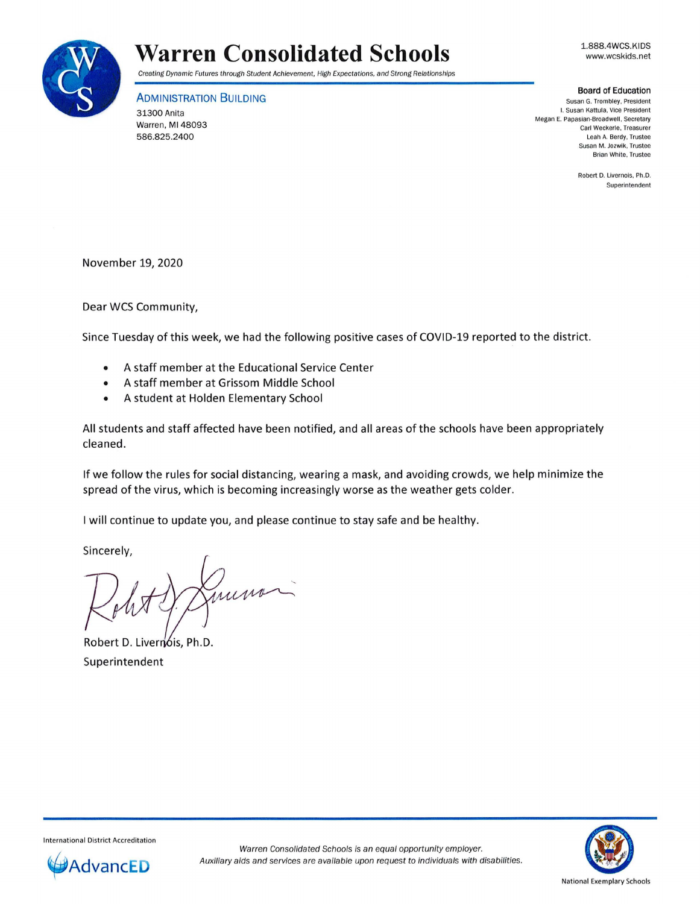# Warren Consolidated Schools

*Creating Dynamic Futures through Student Achievement, High Expectations, and Strong Relationships*

1.888.4WCS.KIDS
www.wcskids.net

**ADMINISTRATION BUILDING**
31300 Anita
Warren, MI 48093
586.825.2400

**Board of Education**
Susan G. Trombley, President
I. Susan Kattula, Vice President
Megan E. Papasian-Broadwell, Secretary
Carl Weckerle, Treasurer
Leah A. Berdy, Trustee
Susan M. Jozwik, Trustee
Brian White, Trustee

Robert D. Livernois, Ph.D.
Superintendent

November 19, 2020

Dear WCS Community,

Since Tuesday of this week, we had the following positive cases of COVID-19 reported to the district.

- A staff member at the Educational Service Center
- A staff member at Grissom Middle School
- A student at Holden Elementary School

All students and staff affected have been notified, and all areas of the schools have been appropriately cleaned.

If we follow the rules for social distancing, wearing a mask, and avoiding crowds, we help minimize the spread of the virus, which is becoming increasingly worse as the weather gets colder.

I will continue to update you, and please continue to stay safe and be healthy.

Sincerely,

Robert D. Livernois, Ph.D.
Superintendent

International District Accreditation
AdvancED

*Warren Consolidated Schools is an equal opportunity employer.*
*Auxiliary aids and services are available upon request to individuals with disabilities.*

National Exemplary Schools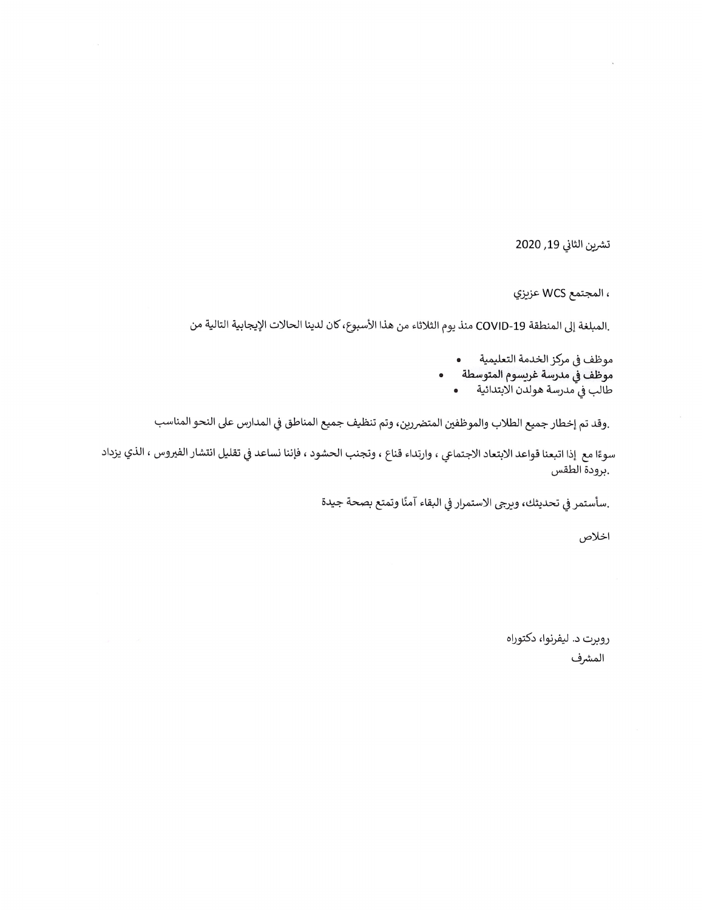تشرين الثاني 19, 2020

، المجتمع WCS عزيزي

.المبلغة إلى المنطقة COVID-19 منذ يوم الثلاثاء من هذا الأسبوع، كان لدينا الحالات الإيجابية التالية من

- موظف في مركز الخدمة التعليمية
- **موظف في مدرسة غريسوم المتوسطة**
- طالب في مدرسة هولدن الابتدائية

.وقد تم إخطار جميع الطلاب والموظفين المتضررين، وتم تنظيف جميع المناطق في المدارس على النحو المناسب

سويًا مع إذا اتبعنا قواعد الابتعاد الاجتماعي ، وارتداء قناع ، وتجنب الحشود ، فإننا نساعد في تقليل انتشار الفيروس ، الذي يزداد .برودة الطقس

.سأستمر في تحديثك، ويرجى الاستمرار في البقاء آمنًا وتمتع بصحة جيدة

اخلاص

روبرت د. ليفرنوا، دكتوراه

المشرف